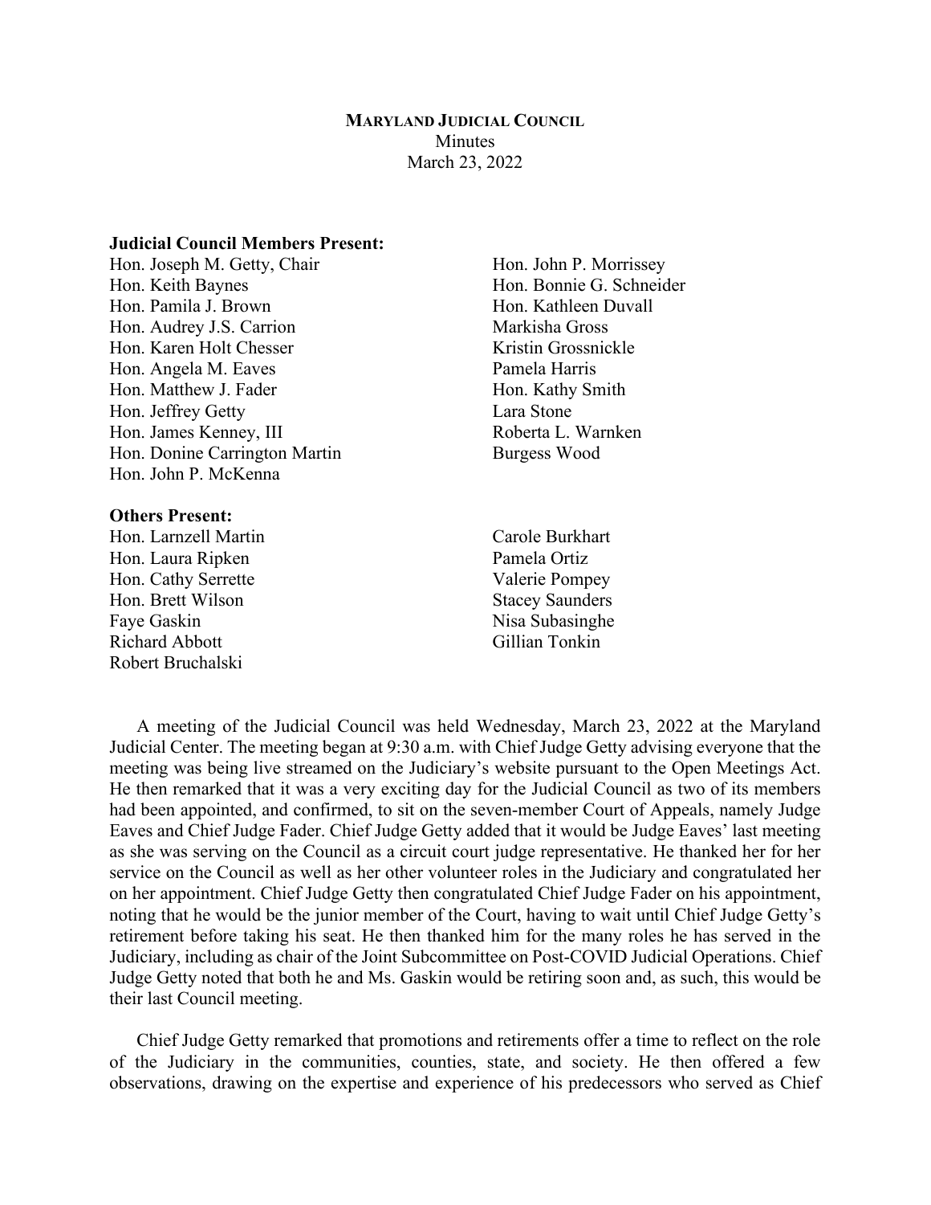**MARYLAND JUDICIAL COUNCIL**
Minutes
March 23, 2022

**Judicial Council Members Present:**

Hon. Joseph M. Getty, Chair
Hon. Keith Baynes
Hon. Pamila J. Brown
Hon. Audrey J.S. Carrion
Hon. Karen Holt Chesser
Hon. Angela M. Eaves
Hon. Matthew J. Fader
Hon. Jeffrey Getty
Hon. James Kenney, III
Hon. Donine Carrington Martin
Hon. John P. McKenna
Hon. John P. Morrissey
Hon. Bonnie G. Schneider
Hon. Kathleen Duvall
Markisha Gross
Kristin Grossnickle
Pamela Harris
Hon. Kathy Smith
Lara Stone
Roberta L. Warnken
Burgess Wood

**Others Present:**

Hon. Larnzell Martin
Hon. Laura Ripken
Hon. Cathy Serrette
Hon. Brett Wilson
Faye Gaskin
Richard Abbott
Robert Bruchalski
Carole Burkhart
Pamela Ortiz
Valerie Pompey
Stacey Saunders
Nisa Subasinghe
Gillian Tonkin

A meeting of the Judicial Council was held Wednesday, March 23, 2022 at the Maryland Judicial Center. The meeting began at 9:30 a.m. with Chief Judge Getty advising everyone that the meeting was being live streamed on the Judiciary's website pursuant to the Open Meetings Act. He then remarked that it was a very exciting day for the Judicial Council as two of its members had been appointed, and confirmed, to sit on the seven-member Court of Appeals, namely Judge Eaves and Chief Judge Fader. Chief Judge Getty added that it would be Judge Eaves' last meeting as she was serving on the Council as a circuit court judge representative. He thanked her for her service on the Council as well as her other volunteer roles in the Judiciary and congratulated her on her appointment. Chief Judge Getty then congratulated Chief Judge Fader on his appointment, noting that he would be the junior member of the Court, having to wait until Chief Judge Getty's retirement before taking his seat. He then thanked him for the many roles he has served in the Judiciary, including as chair of the Joint Subcommittee on Post-COVID Judicial Operations. Chief Judge Getty noted that both he and Ms. Gaskin would be retiring soon and, as such, this would be their last Council meeting.

Chief Judge Getty remarked that promotions and retirements offer a time to reflect on the role of the Judiciary in the communities, counties, state, and society. He then offered a few observations, drawing on the expertise and experience of his predecessors who served as Chief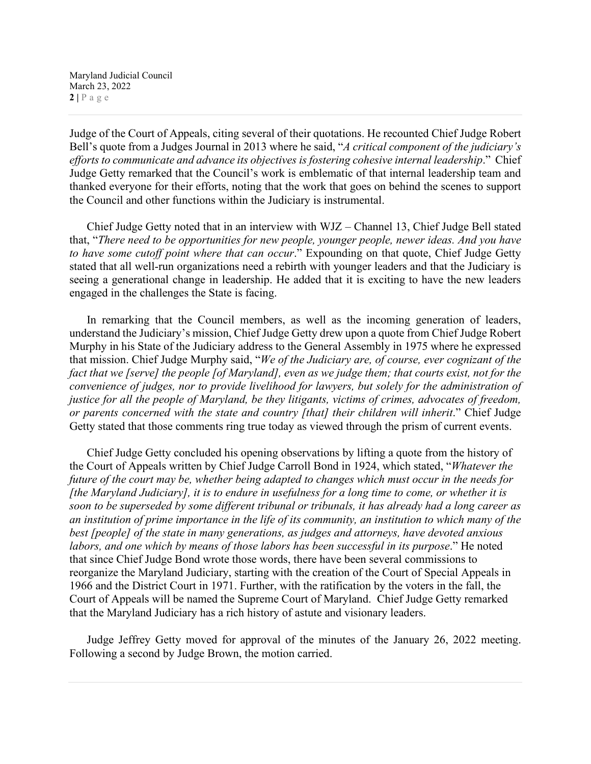Judge of the Court of Appeals, citing several of their quotations. He recounted Chief Judge Robert Bell's quote from a Judges Journal in 2013 where he said, "*A critical component of the judiciary's efforts to communicate and advance its objectives is fostering cohesive internal leadership*." Chief Judge Getty remarked that the Council's work is emblematic of that internal leadership team and thanked everyone for their efforts, noting that the work that goes on behind the scenes to support the Council and other functions within the Judiciary is instrumental.

Chief Judge Getty noted that in an interview with WJZ – Channel 13, Chief Judge Bell stated that, "*There need to be opportunities for new people, younger people, newer ideas. And you have to have some cutoff point where that can occur*." Expounding on that quote, Chief Judge Getty stated that all well-run organizations need a rebirth with younger leaders and that the Judiciary is seeing a generational change in leadership. He added that it is exciting to have the new leaders engaged in the challenges the State is facing.

In remarking that the Council members, as well as the incoming generation of leaders, understand the Judiciary's mission, Chief Judge Getty drew upon a quote from Chief Judge Robert Murphy in his State of the Judiciary address to the General Assembly in 1975 where he expressed that mission. Chief Judge Murphy said, "*We of the Judiciary are, of course, ever cognizant of the fact that we [serve] the people [of Maryland], even as we judge them; that courts exist, not for the convenience of judges, nor to provide livelihood for lawyers, but solely for the administration of justice for all the people of Maryland, be they litigants, victims of crimes, advocates of freedom, or parents concerned with the state and country [that] their children will inherit*." Chief Judge Getty stated that those comments ring true today as viewed through the prism of current events.

Chief Judge Getty concluded his opening observations by lifting a quote from the history of the Court of Appeals written by Chief Judge Carroll Bond in 1924, which stated, "*Whatever the future of the court may be, whether being adapted to changes which must occur in the needs for [the Maryland Judiciary], it is to endure in usefulness for a long time to come, or whether it is soon to be superseded by some different tribunal or tribunals, it has already had a long career as an institution of prime importance in the life of its community, an institution to which many of the best [people] of the state in many generations, as judges and attorneys, have devoted anxious labors, and one which by means of those labors has been successful in its purpose*." He noted that since Chief Judge Bond wrote those words, there have been several commissions to reorganize the Maryland Judiciary, starting with the creation of the Court of Special Appeals in 1966 and the District Court in 1971. Further, with the ratification by the voters in the fall, the Court of Appeals will be named the Supreme Court of Maryland. Chief Judge Getty remarked that the Maryland Judiciary has a rich history of astute and visionary leaders.

Judge Jeffrey Getty moved for approval of the minutes of the January 26, 2022 meeting. Following a second by Judge Brown, the motion carried.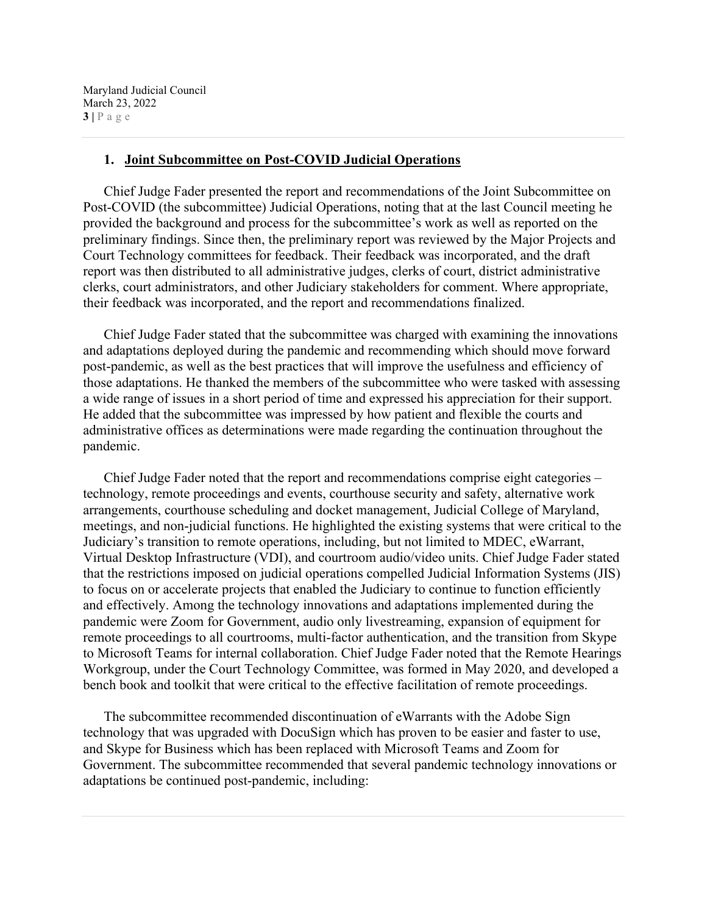## 1. Joint Subcommittee on Post-COVID Judicial Operations

Chief Judge Fader presented the report and recommendations of the Joint Subcommittee on Post-COVID (the subcommittee) Judicial Operations, noting that at the last Council meeting he provided the background and process for the subcommittee's work as well as reported on the preliminary findings. Since then, the preliminary report was reviewed by the Major Projects and Court Technology committees for feedback. Their feedback was incorporated, and the draft report was then distributed to all administrative judges, clerks of court, district administrative clerks, court administrators, and other Judiciary stakeholders for comment. Where appropriate, their feedback was incorporated, and the report and recommendations finalized.

Chief Judge Fader stated that the subcommittee was charged with examining the innovations and adaptations deployed during the pandemic and recommending which should move forward post-pandemic, as well as the best practices that will improve the usefulness and efficiency of those adaptations. He thanked the members of the subcommittee who were tasked with assessing a wide range of issues in a short period of time and expressed his appreciation for their support. He added that the subcommittee was impressed by how patient and flexible the courts and administrative offices as determinations were made regarding the continuation throughout the pandemic.

Chief Judge Fader noted that the report and recommendations comprise eight categories – technology, remote proceedings and events, courthouse security and safety, alternative work arrangements, courthouse scheduling and docket management, Judicial College of Maryland, meetings, and non-judicial functions. He highlighted the existing systems that were critical to the Judiciary's transition to remote operations, including, but not limited to MDEC, eWarrant, Virtual Desktop Infrastructure (VDI), and courtroom audio/video units. Chief Judge Fader stated that the restrictions imposed on judicial operations compelled Judicial Information Systems (JIS) to focus on or accelerate projects that enabled the Judiciary to continue to function efficiently and effectively. Among the technology innovations and adaptations implemented during the pandemic were Zoom for Government, audio only livestreaming, expansion of equipment for remote proceedings to all courtrooms, multi-factor authentication, and the transition from Skype to Microsoft Teams for internal collaboration. Chief Judge Fader noted that the Remote Hearings Workgroup, under the Court Technology Committee, was formed in May 2020, and developed a bench book and toolkit that were critical to the effective facilitation of remote proceedings.

The subcommittee recommended discontinuation of eWarrants with the Adobe Sign technology that was upgraded with DocuSign which has proven to be easier and faster to use, and Skype for Business which has been replaced with Microsoft Teams and Zoom for Government. The subcommittee recommended that several pandemic technology innovations or adaptations be continued post-pandemic, including: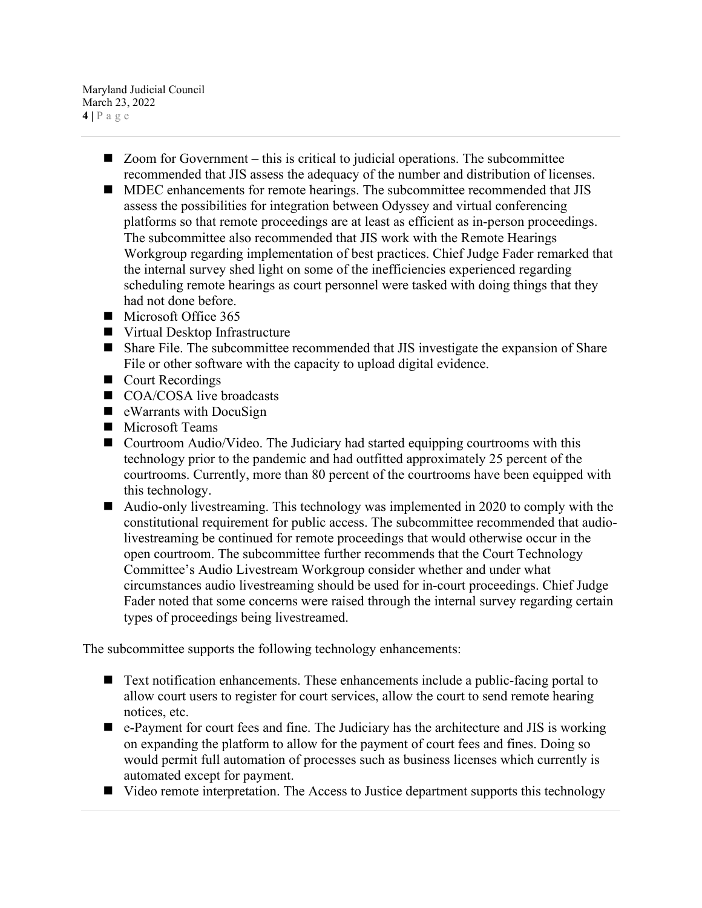- Zoom for Government – this is critical to judicial operations. The subcommittee recommended that JIS assess the adequacy of the number and distribution of licenses.
- MDEC enhancements for remote hearings. The subcommittee recommended that JIS assess the possibilities for integration between Odyssey and virtual conferencing platforms so that remote proceedings are at least as efficient as in-person proceedings. The subcommittee also recommended that JIS work with the Remote Hearings Workgroup regarding implementation of best practices. Chief Judge Fader remarked that the internal survey shed light on some of the inefficiencies experienced regarding scheduling remote hearings as court personnel were tasked with doing things that they had not done before.
- Microsoft Office 365
- Virtual Desktop Infrastructure
- Share File. The subcommittee recommended that JIS investigate the expansion of Share File or other software with the capacity to upload digital evidence.
- Court Recordings
- COA/COSA live broadcasts
- eWarrants with DocuSign
- Microsoft Teams
- Courtroom Audio/Video. The Judiciary had started equipping courtrooms with this technology prior to the pandemic and had outfitted approximately 25 percent of the courtrooms. Currently, more than 80 percent of the courtrooms have been equipped with this technology.
- Audio-only livestreaming. This technology was implemented in 2020 to comply with the constitutional requirement for public access. The subcommittee recommended that audio-livestreaming be continued for remote proceedings that would otherwise occur in the open courtroom. The subcommittee further recommends that the Court Technology Committee's Audio Livestream Workgroup consider whether and under what circumstances audio livestreaming should be used for in-court proceedings. Chief Judge Fader noted that some concerns were raised through the internal survey regarding certain types of proceedings being livestreamed.

The subcommittee supports the following technology enhancements:

- Text notification enhancements. These enhancements include a public-facing portal to allow court users to register for court services, allow the court to send remote hearing notices, etc.
- e-Payment for court fees and fine. The Judiciary has the architecture and JIS is working on expanding the platform to allow for the payment of court fees and fines. Doing so would permit full automation of processes such as business licenses which currently is automated except for payment.
- Video remote interpretation. The Access to Justice department supports this technology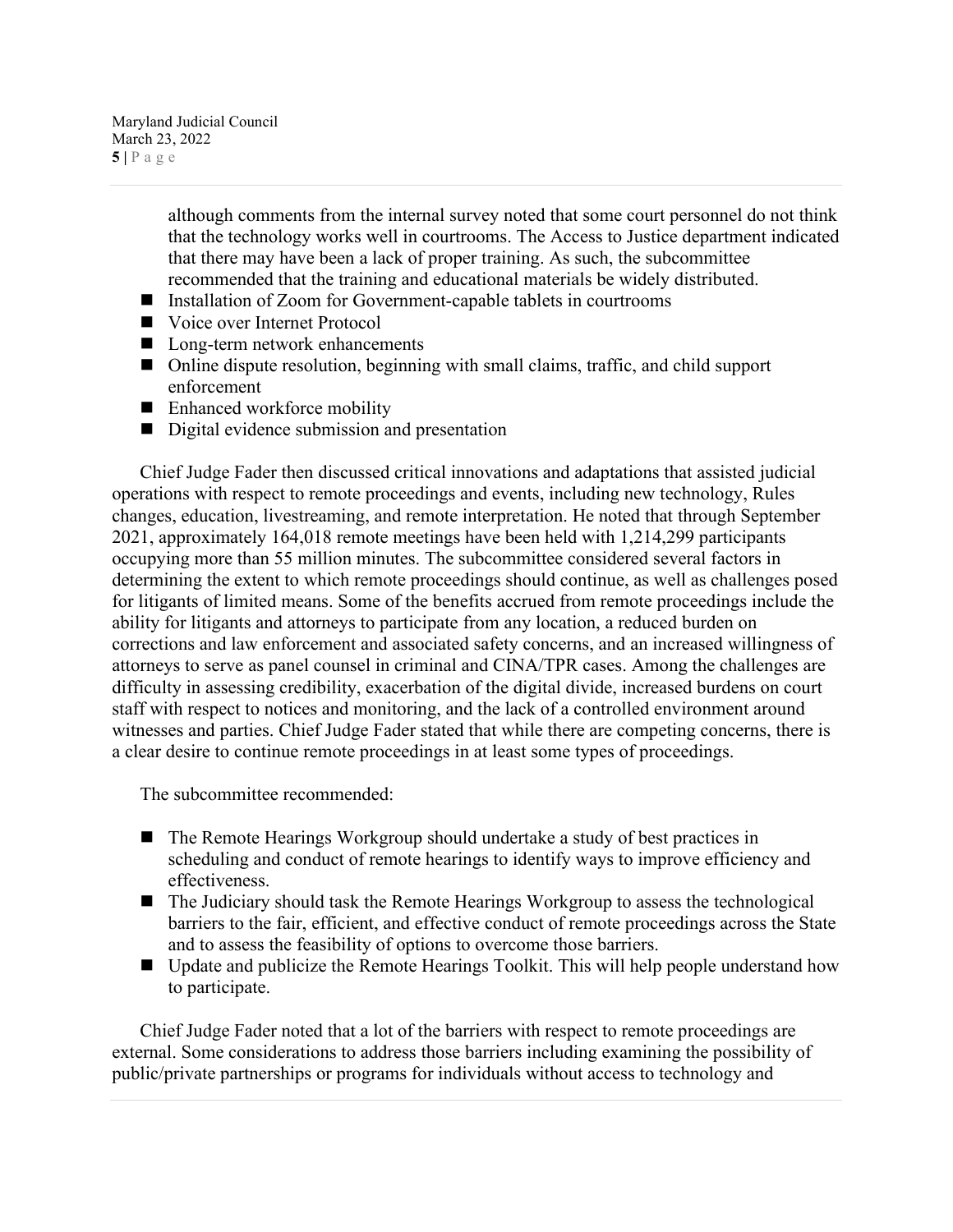although comments from the internal survey noted that some court personnel do not think that the technology works well in courtrooms. The Access to Justice department indicated that there may have been a lack of proper training. As such, the subcommittee recommended that the training and educational materials be widely distributed.

- Installation of Zoom for Government-capable tablets in courtrooms
- Voice over Internet Protocol
- Long-term network enhancements
- Online dispute resolution, beginning with small claims, traffic, and child support enforcement
- Enhanced workforce mobility
- Digital evidence submission and presentation

Chief Judge Fader then discussed critical innovations and adaptations that assisted judicial operations with respect to remote proceedings and events, including new technology, Rules changes, education, livestreaming, and remote interpretation. He noted that through September 2021, approximately 164,018 remote meetings have been held with 1,214,299 participants occupying more than 55 million minutes. The subcommittee considered several factors in determining the extent to which remote proceedings should continue, as well as challenges posed for litigants of limited means. Some of the benefits accrued from remote proceedings include the ability for litigants and attorneys to participate from any location, a reduced burden on corrections and law enforcement and associated safety concerns, and an increased willingness of attorneys to serve as panel counsel in criminal and CINA/TPR cases. Among the challenges are difficulty in assessing credibility, exacerbation of the digital divide, increased burdens on court staff with respect to notices and monitoring, and the lack of a controlled environment around witnesses and parties. Chief Judge Fader stated that while there are competing concerns, there is a clear desire to continue remote proceedings in at least some types of proceedings.

The subcommittee recommended:

- The Remote Hearings Workgroup should undertake a study of best practices in scheduling and conduct of remote hearings to identify ways to improve efficiency and effectiveness.
- The Judiciary should task the Remote Hearings Workgroup to assess the technological barriers to the fair, efficient, and effective conduct of remote proceedings across the State and to assess the feasibility of options to overcome those barriers.
- Update and publicize the Remote Hearings Toolkit. This will help people understand how to participate.

Chief Judge Fader noted that a lot of the barriers with respect to remote proceedings are external. Some considerations to address those barriers including examining the possibility of public/private partnerships or programs for individuals without access to technology and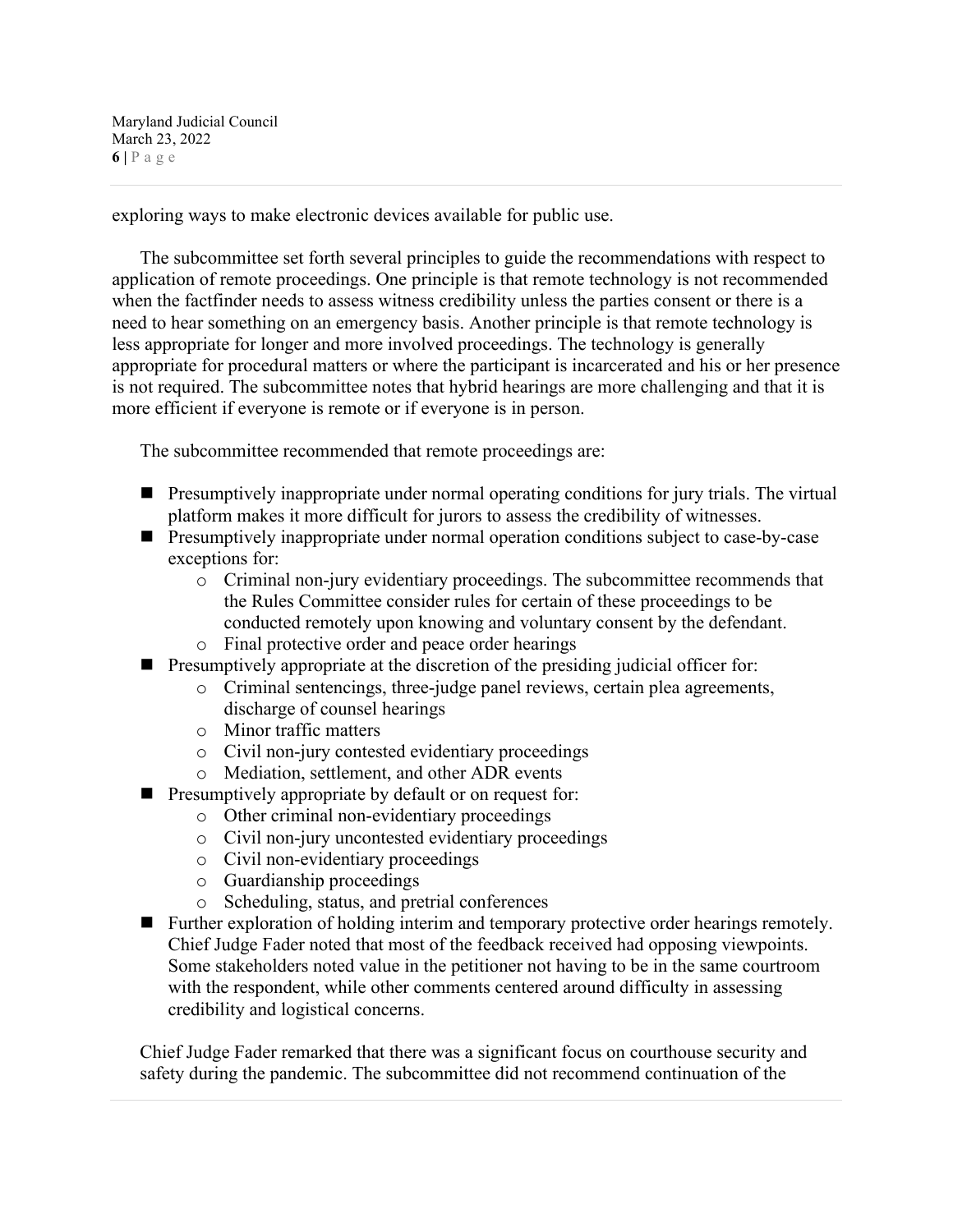exploring ways to make electronic devices available for public use.

The subcommittee set forth several principles to guide the recommendations with respect to application of remote proceedings. One principle is that remote technology is not recommended when the factfinder needs to assess witness credibility unless the parties consent or there is a need to hear something on an emergency basis. Another principle is that remote technology is less appropriate for longer and more involved proceedings. The technology is generally appropriate for procedural matters or where the participant is incarcerated and his or her presence is not required. The subcommittee notes that hybrid hearings are more challenging and that it is more efficient if everyone is remote or if everyone is in person.

The subcommittee recommended that remote proceedings are:

- Presumptively inappropriate under normal operating conditions for jury trials. The virtual platform makes it more difficult for jurors to assess the credibility of witnesses.
- Presumptively inappropriate under normal operation conditions subject to case-by-case exceptions for:
  - Criminal non-jury evidentiary proceedings. The subcommittee recommends that the Rules Committee consider rules for certain of these proceedings to be conducted remotely upon knowing and voluntary consent by the defendant.
  - Final protective order and peace order hearings
- Presumptively appropriate at the discretion of the presiding judicial officer for:
  - Criminal sentencings, three-judge panel reviews, certain plea agreements, discharge of counsel hearings
  - Minor traffic matters
  - Civil non-jury contested evidentiary proceedings
  - Mediation, settlement, and other ADR events
- Presumptively appropriate by default or on request for:
  - Other criminal non-evidentiary proceedings
  - Civil non-jury uncontested evidentiary proceedings
  - Civil non-evidentiary proceedings
  - Guardianship proceedings
  - Scheduling, status, and pretrial conferences
- Further exploration of holding interim and temporary protective order hearings remotely. Chief Judge Fader noted that most of the feedback received had opposing viewpoints. Some stakeholders noted value in the petitioner not having to be in the same courtroom with the respondent, while other comments centered around difficulty in assessing credibility and logistical concerns.

Chief Judge Fader remarked that there was a significant focus on courthouse security and safety during the pandemic. The subcommittee did not recommend continuation of the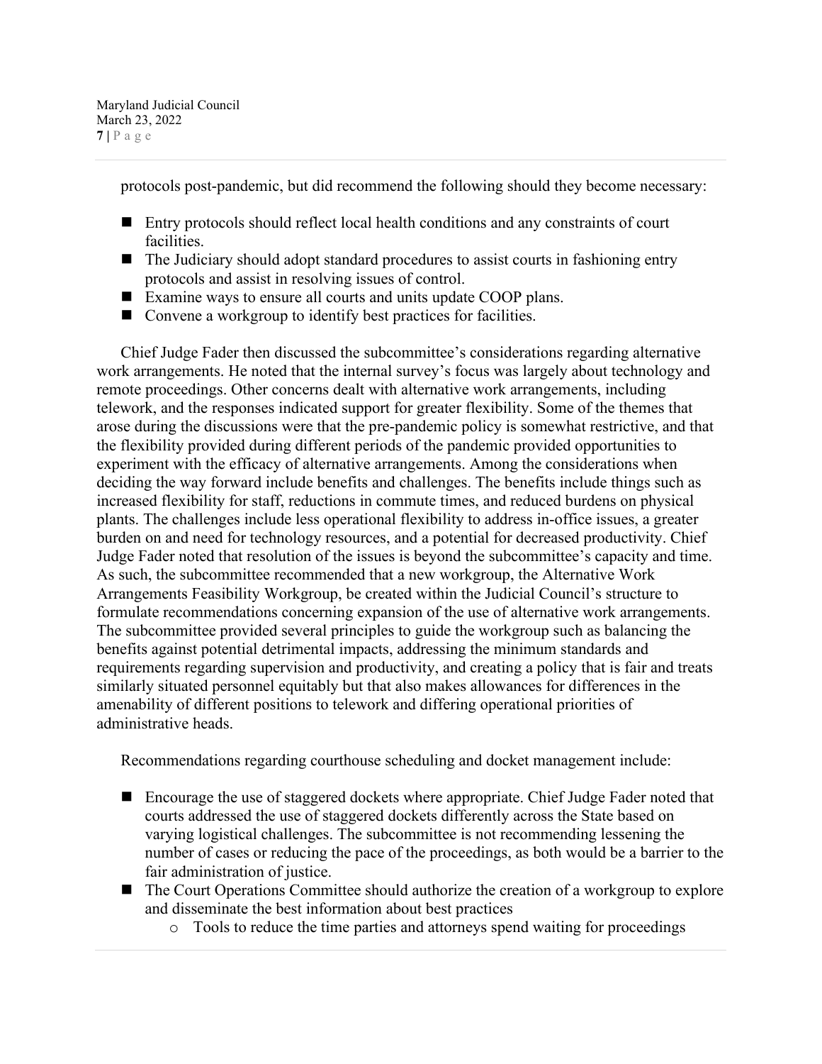protocols post-pandemic, but did recommend the following should they become necessary:

- Entry protocols should reflect local health conditions and any constraints of court facilities.
- The Judiciary should adopt standard procedures to assist courts in fashioning entry protocols and assist in resolving issues of control.
- Examine ways to ensure all courts and units update COOP plans.
- Convene a workgroup to identify best practices for facilities.

Chief Judge Fader then discussed the subcommittee's considerations regarding alternative work arrangements. He noted that the internal survey's focus was largely about technology and remote proceedings. Other concerns dealt with alternative work arrangements, including telework, and the responses indicated support for greater flexibility. Some of the themes that arose during the discussions were that the pre-pandemic policy is somewhat restrictive, and that the flexibility provided during different periods of the pandemic provided opportunities to experiment with the efficacy of alternative arrangements. Among the considerations when deciding the way forward include benefits and challenges. The benefits include things such as increased flexibility for staff, reductions in commute times, and reduced burdens on physical plants. The challenges include less operational flexibility to address in-office issues, a greater burden on and need for technology resources, and a potential for decreased productivity. Chief Judge Fader noted that resolution of the issues is beyond the subcommittee's capacity and time. As such, the subcommittee recommended that a new workgroup, the Alternative Work Arrangements Feasibility Workgroup, be created within the Judicial Council's structure to formulate recommendations concerning expansion of the use of alternative work arrangements. The subcommittee provided several principles to guide the workgroup such as balancing the benefits against potential detrimental impacts, addressing the minimum standards and requirements regarding supervision and productivity, and creating a policy that is fair and treats similarly situated personnel equitably but that also makes allowances for differences in the amenability of different positions to telework and differing operational priorities of administrative heads.

Recommendations regarding courthouse scheduling and docket management include:

- Encourage the use of staggered dockets where appropriate. Chief Judge Fader noted that courts addressed the use of staggered dockets differently across the State based on varying logistical challenges. The subcommittee is not recommending lessening the number of cases or reducing the pace of the proceedings, as both would be a barrier to the fair administration of justice.
- The Court Operations Committee should authorize the creation of a workgroup to explore and disseminate the best information about best practices
  - Tools to reduce the time parties and attorneys spend waiting for proceedings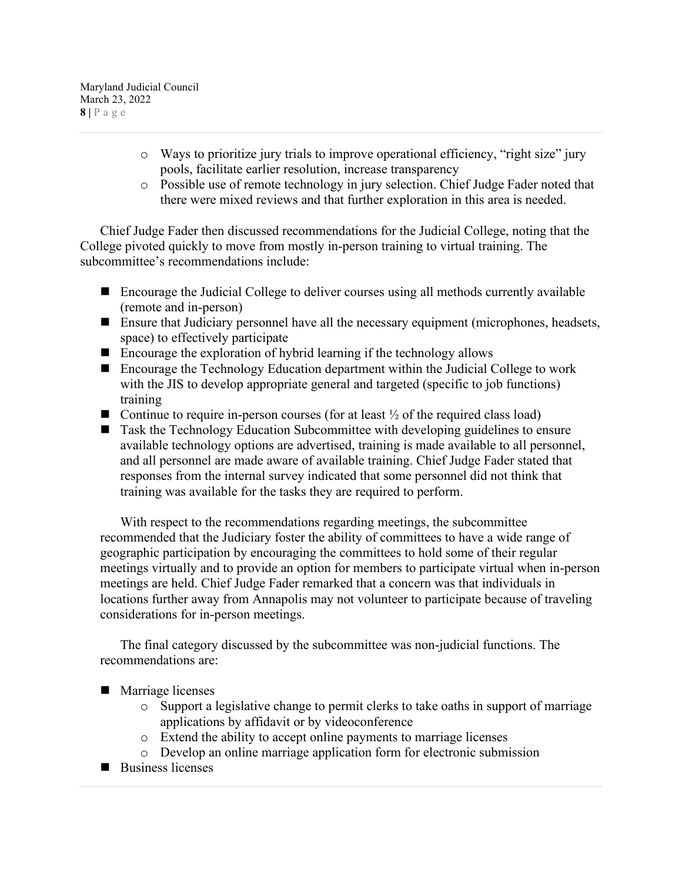- Ways to prioritize jury trials to improve operational efficiency, "right size" jury pools, facilitate earlier resolution, increase transparency
  - Possible use of remote technology in jury selection. Chief Judge Fader noted that there were mixed reviews and that further exploration in this area is needed.

Chief Judge Fader then discussed recommendations for the Judicial College, noting that the College pivoted quickly to move from mostly in-person training to virtual training. The subcommittee's recommendations include:

- Encourage the Judicial College to deliver courses using all methods currently available (remote and in-person)
- Ensure that Judiciary personnel have all the necessary equipment (microphones, headsets, space) to effectively participate
- Encourage the exploration of hybrid learning if the technology allows
- Encourage the Technology Education department within the Judicial College to work with the JIS to develop appropriate general and targeted (specific to job functions) training
- Continue to require in-person courses (for at least ½ of the required class load)
- Task the Technology Education Subcommittee with developing guidelines to ensure available technology options are advertised, training is made available to all personnel, and all personnel are made aware of available training. Chief Judge Fader stated that responses from the internal survey indicated that some personnel did not think that training was available for the tasks they are required to perform.

With respect to the recommendations regarding meetings, the subcommittee recommended that the Judiciary foster the ability of committees to have a wide range of geographic participation by encouraging the committees to hold some of their regular meetings virtually and to provide an option for members to participate virtual when in-person meetings are held. Chief Judge Fader remarked that a concern was that individuals in locations further away from Annapolis may not volunteer to participate because of traveling considerations for in-person meetings.

The final category discussed by the subcommittee was non-judicial functions. The recommendations are:

- Marriage licenses
  - Support a legislative change to permit clerks to take oaths in support of marriage applications by affidavit or by videoconference
  - Extend the ability to accept online payments to marriage licenses
  - Develop an online marriage application form for electronic submission
- Business licenses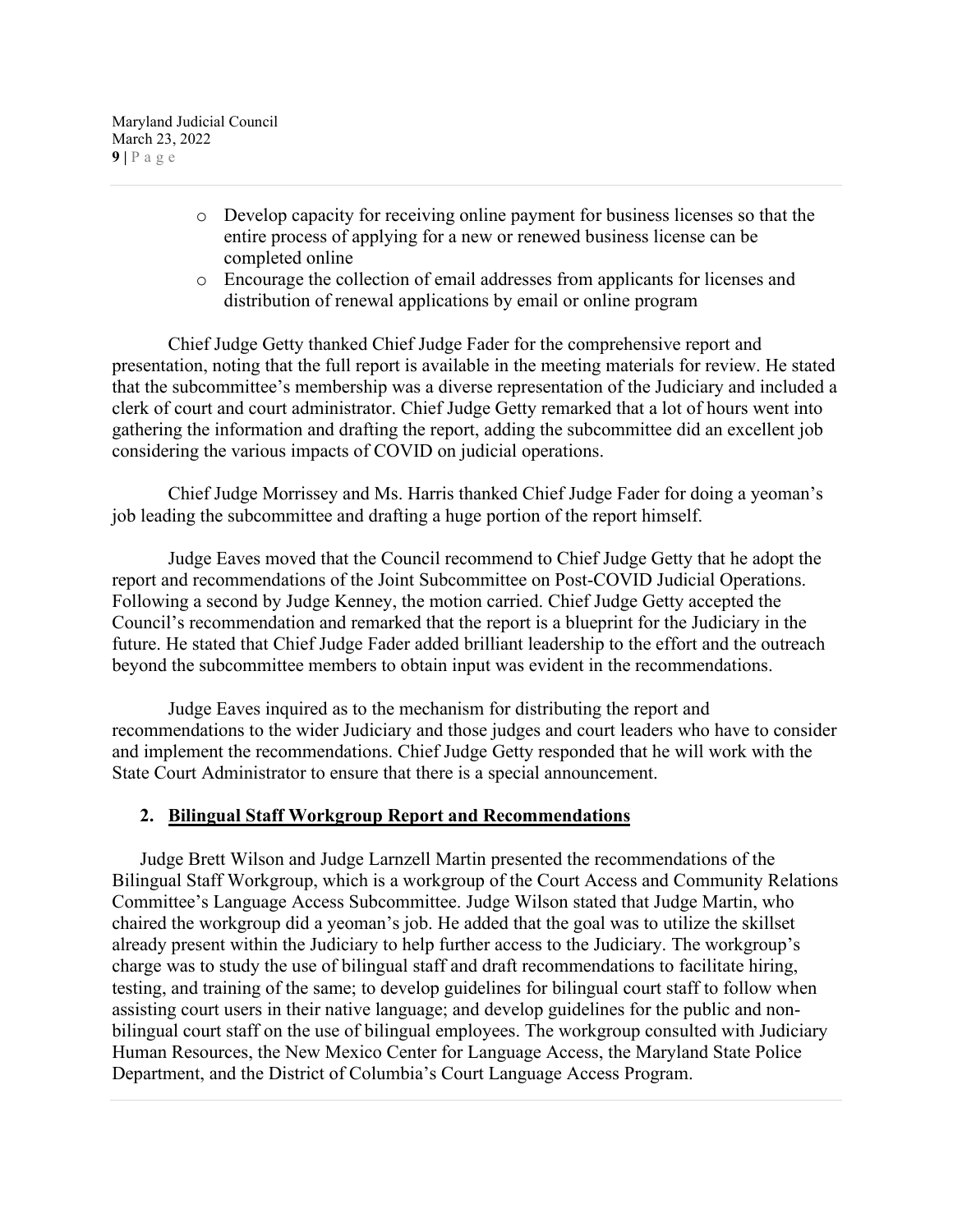- Develop capacity for receiving online payment for business licenses so that the entire process of applying for a new or renewed business license can be completed online
- Encourage the collection of email addresses from applicants for licenses and distribution of renewal applications by email or online program

Chief Judge Getty thanked Chief Judge Fader for the comprehensive report and presentation, noting that the full report is available in the meeting materials for review. He stated that the subcommittee's membership was a diverse representation of the Judiciary and included a clerk of court and court administrator. Chief Judge Getty remarked that a lot of hours went into gathering the information and drafting the report, adding the subcommittee did an excellent job considering the various impacts of COVID on judicial operations.

Chief Judge Morrissey and Ms. Harris thanked Chief Judge Fader for doing a yeoman's job leading the subcommittee and drafting a huge portion of the report himself.

Judge Eaves moved that the Council recommend to Chief Judge Getty that he adopt the report and recommendations of the Joint Subcommittee on Post-COVID Judicial Operations. Following a second by Judge Kenney, the motion carried. Chief Judge Getty accepted the Council's recommendation and remarked that the report is a blueprint for the Judiciary in the future. He stated that Chief Judge Fader added brilliant leadership to the effort and the outreach beyond the subcommittee members to obtain input was evident in the recommendations.

Judge Eaves inquired as to the mechanism for distributing the report and recommendations to the wider Judiciary and those judges and court leaders who have to consider and implement the recommendations. Chief Judge Getty responded that he will work with the State Court Administrator to ensure that there is a special announcement.

## 2. Bilingual Staff Workgroup Report and Recommendations

Judge Brett Wilson and Judge Larnzell Martin presented the recommendations of the Bilingual Staff Workgroup, which is a workgroup of the Court Access and Community Relations Committee's Language Access Subcommittee. Judge Wilson stated that Judge Martin, who chaired the workgroup did a yeoman's job. He added that the goal was to utilize the skillset already present within the Judiciary to help further access to the Judiciary. The workgroup's charge was to study the use of bilingual staff and draft recommendations to facilitate hiring, testing, and training of the same; to develop guidelines for bilingual court staff to follow when assisting court users in their native language; and develop guidelines for the public and non-bilingual court staff on the use of bilingual employees. The workgroup consulted with Judiciary Human Resources, the New Mexico Center for Language Access, the Maryland State Police Department, and the District of Columbia's Court Language Access Program.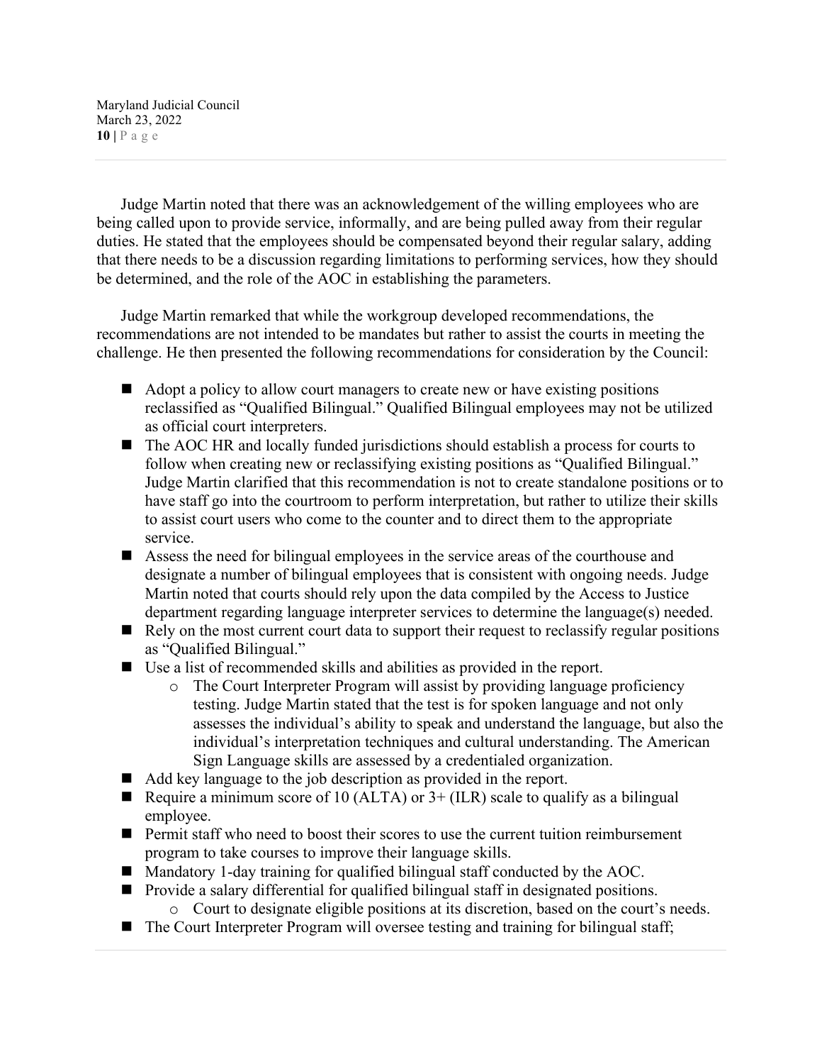Judge Martin noted that there was an acknowledgement of the willing employees who are being called upon to provide service, informally, and are being pulled away from their regular duties. He stated that the employees should be compensated beyond their regular salary, adding that there needs to be a discussion regarding limitations to performing services, how they should be determined, and the role of the AOC in establishing the parameters.

Judge Martin remarked that while the workgroup developed recommendations, the recommendations are not intended to be mandates but rather to assist the courts in meeting the challenge. He then presented the following recommendations for consideration by the Council:

- Adopt a policy to allow court managers to create new or have existing positions reclassified as "Qualified Bilingual." Qualified Bilingual employees may not be utilized as official court interpreters.
- The AOC HR and locally funded jurisdictions should establish a process for courts to follow when creating new or reclassifying existing positions as "Qualified Bilingual." Judge Martin clarified that this recommendation is not to create standalone positions or to have staff go into the courtroom to perform interpretation, but rather to utilize their skills to assist court users who come to the counter and to direct them to the appropriate service.
- Assess the need for bilingual employees in the service areas of the courthouse and designate a number of bilingual employees that is consistent with ongoing needs. Judge Martin noted that courts should rely upon the data compiled by the Access to Justice department regarding language interpreter services to determine the language(s) needed.
- Rely on the most current court data to support their request to reclassify regular positions as "Qualified Bilingual."
- Use a list of recommended skills and abilities as provided in the report.
  - The Court Interpreter Program will assist by providing language proficiency testing. Judge Martin stated that the test is for spoken language and not only assesses the individual's ability to speak and understand the language, but also the individual's interpretation techniques and cultural understanding. The American Sign Language skills are assessed by a credentialed organization.
- Add key language to the job description as provided in the report.
- Require a minimum score of 10 (ALTA) or 3+ (ILR) scale to qualify as a bilingual employee.
- Permit staff who need to boost their scores to use the current tuition reimbursement program to take courses to improve their language skills.
- Mandatory 1-day training for qualified bilingual staff conducted by the AOC.
- Provide a salary differential for qualified bilingual staff in designated positions.
  - Court to designate eligible positions at its discretion, based on the court's needs.
- The Court Interpreter Program will oversee testing and training for bilingual staff;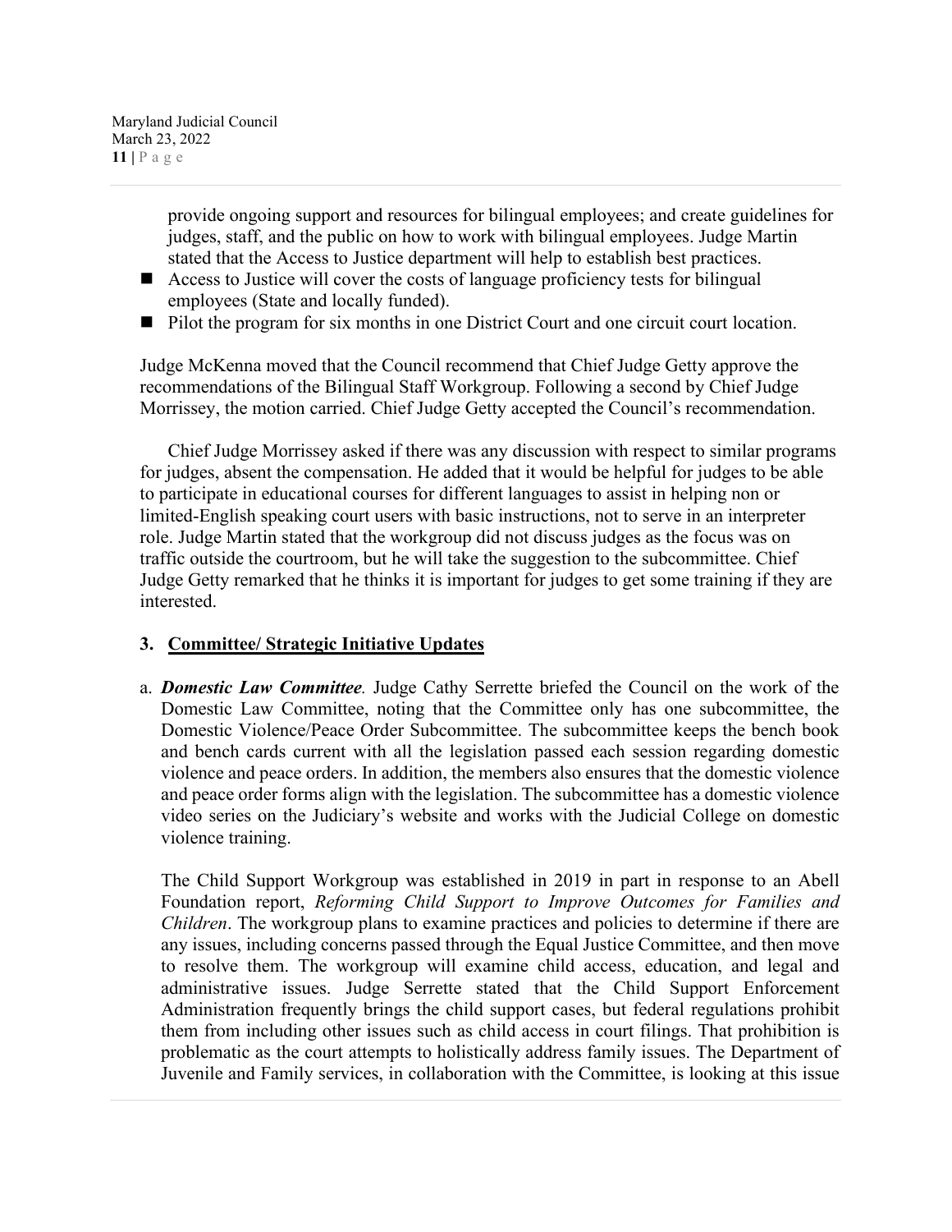provide ongoing support and resources for bilingual employees; and create guidelines for judges, staff, and the public on how to work with bilingual employees. Judge Martin stated that the Access to Justice department will help to establish best practices.

- Access to Justice will cover the costs of language proficiency tests for bilingual employees (State and locally funded).
- Pilot the program for six months in one District Court and one circuit court location.

Judge McKenna moved that the Council recommend that Chief Judge Getty approve the recommendations of the Bilingual Staff Workgroup. Following a second by Chief Judge Morrissey, the motion carried. Chief Judge Getty accepted the Council's recommendation.

Chief Judge Morrissey asked if there was any discussion with respect to similar programs for judges, absent the compensation. He added that it would be helpful for judges to be able to participate in educational courses for different languages to assist in helping non or limited-English speaking court users with basic instructions, not to serve in an interpreter role. Judge Martin stated that the workgroup did not discuss judges as the focus was on traffic outside the courtroom, but he will take the suggestion to the subcommittee. Chief Judge Getty remarked that he thinks it is important for judges to get some training if they are interested.

## 3. Committee/ Strategic Initiative Updates

a. ***Domestic Law Committee.*** Judge Cathy Serrette briefed the Council on the work of the Domestic Law Committee, noting that the Committee only has one subcommittee, the Domestic Violence/Peace Order Subcommittee. The subcommittee keeps the bench book and bench cards current with all the legislation passed each session regarding domestic violence and peace orders. In addition, the members also ensures that the domestic violence and peace order forms align with the legislation. The subcommittee has a domestic violence video series on the Judiciary's website and works with the Judicial College on domestic violence training.

The Child Support Workgroup was established in 2019 in part in response to an Abell Foundation report, *Reforming Child Support to Improve Outcomes for Families and Children*. The workgroup plans to examine practices and policies to determine if there are any issues, including concerns passed through the Equal Justice Committee, and then move to resolve them. The workgroup will examine child access, education, and legal and administrative issues. Judge Serrette stated that the Child Support Enforcement Administration frequently brings the child support cases, but federal regulations prohibit them from including other issues such as child access in court filings. That prohibition is problematic as the court attempts to holistically address family issues. The Department of Juvenile and Family services, in collaboration with the Committee, is looking at this issue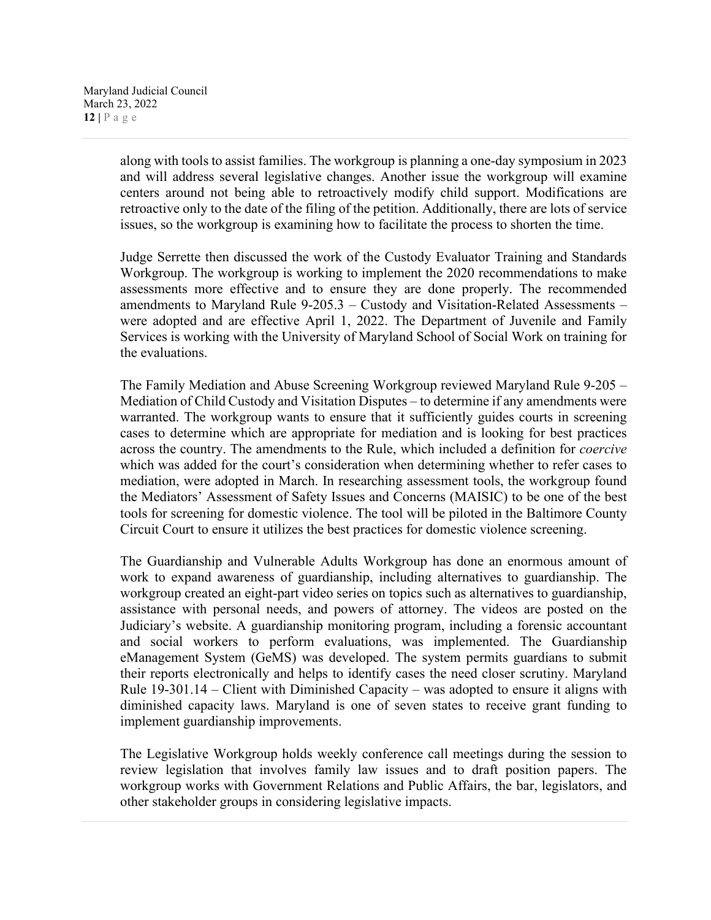along with tools to assist families. The workgroup is planning a one-day symposium in 2023 and will address several legislative changes. Another issue the workgroup will examine centers around not being able to retroactively modify child support. Modifications are retroactive only to the date of the filing of the petition. Additionally, there are lots of service issues, so the workgroup is examining how to facilitate the process to shorten the time.

Judge Serrette then discussed the work of the Custody Evaluator Training and Standards Workgroup. The workgroup is working to implement the 2020 recommendations to make assessments more effective and to ensure they are done properly. The recommended amendments to Maryland Rule 9-205.3 – Custody and Visitation-Related Assessments – were adopted and are effective April 1, 2022. The Department of Juvenile and Family Services is working with the University of Maryland School of Social Work on training for the evaluations.

The Family Mediation and Abuse Screening Workgroup reviewed Maryland Rule 9-205 – Mediation of Child Custody and Visitation Disputes – to determine if any amendments were warranted. The workgroup wants to ensure that it sufficiently guides courts in screening cases to determine which are appropriate for mediation and is looking for best practices across the country. The amendments to the Rule, which included a definition for *coercive* which was added for the court's consideration when determining whether to refer cases to mediation, were adopted in March. In researching assessment tools, the workgroup found the Mediators' Assessment of Safety Issues and Concerns (MAISIC) to be one of the best tools for screening for domestic violence. The tool will be piloted in the Baltimore County Circuit Court to ensure it utilizes the best practices for domestic violence screening.

The Guardianship and Vulnerable Adults Workgroup has done an enormous amount of work to expand awareness of guardianship, including alternatives to guardianship. The workgroup created an eight-part video series on topics such as alternatives to guardianship, assistance with personal needs, and powers of attorney. The videos are posted on the Judiciary's website. A guardianship monitoring program, including a forensic accountant and social workers to perform evaluations, was implemented. The Guardianship eManagement System (GeMS) was developed. The system permits guardians to submit their reports electronically and helps to identify cases the need closer scrutiny. Maryland Rule 19-301.14 – Client with Diminished Capacity – was adopted to ensure it aligns with diminished capacity laws. Maryland is one of seven states to receive grant funding to implement guardianship improvements.

The Legislative Workgroup holds weekly conference call meetings during the session to review legislation that involves family law issues and to draft position papers. The workgroup works with Government Relations and Public Affairs, the bar, legislators, and other stakeholder groups in considering legislative impacts.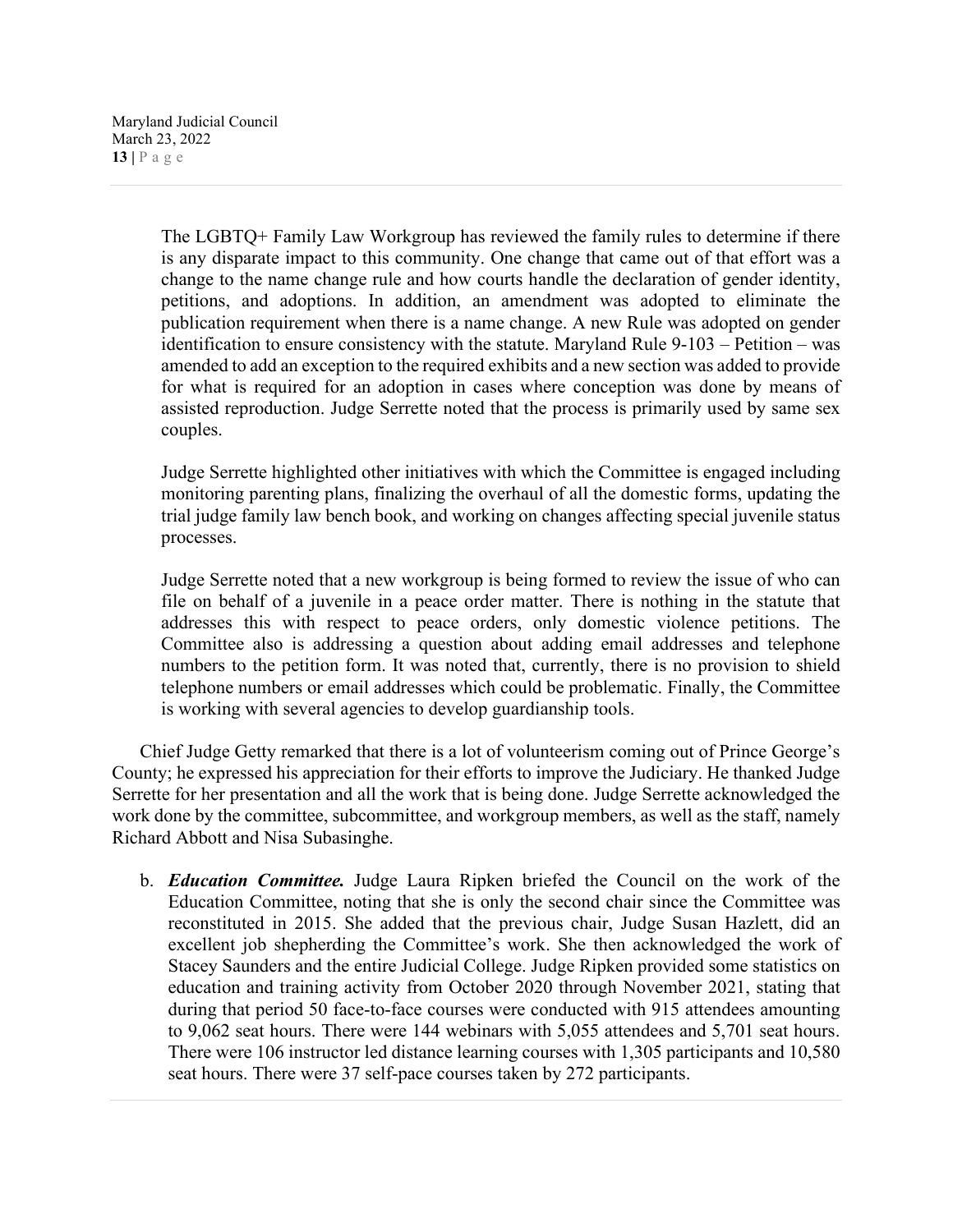The LGBTQ+ Family Law Workgroup has reviewed the family rules to determine if there is any disparate impact to this community. One change that came out of that effort was a change to the name change rule and how courts handle the declaration of gender identity, petitions, and adoptions. In addition, an amendment was adopted to eliminate the publication requirement when there is a name change. A new Rule was adopted on gender identification to ensure consistency with the statute. Maryland Rule 9-103 – Petition – was amended to add an exception to the required exhibits and a new section was added to provide for what is required for an adoption in cases where conception was done by means of assisted reproduction. Judge Serrette noted that the process is primarily used by same sex couples.

Judge Serrette highlighted other initiatives with which the Committee is engaged including monitoring parenting plans, finalizing the overhaul of all the domestic forms, updating the trial judge family law bench book, and working on changes affecting special juvenile status processes.

Judge Serrette noted that a new workgroup is being formed to review the issue of who can file on behalf of a juvenile in a peace order matter. There is nothing in the statute that addresses this with respect to peace orders, only domestic violence petitions. The Committee also is addressing a question about adding email addresses and telephone numbers to the petition form. It was noted that, currently, there is no provision to shield telephone numbers or email addresses which could be problematic. Finally, the Committee is working with several agencies to develop guardianship tools.

Chief Judge Getty remarked that there is a lot of volunteerism coming out of Prince George's County; he expressed his appreciation for their efforts to improve the Judiciary. He thanked Judge Serrette for her presentation and all the work that is being done. Judge Serrette acknowledged the work done by the committee, subcommittee, and workgroup members, as well as the staff, namely Richard Abbott and Nisa Subasinghe.

b. ***Education Committee.*** Judge Laura Ripken briefed the Council on the work of the Education Committee, noting that she is only the second chair since the Committee was reconstituted in 2015. She added that the previous chair, Judge Susan Hazlett, did an excellent job shepherding the Committee's work. She then acknowledged the work of Stacey Saunders and the entire Judicial College. Judge Ripken provided some statistics on education and training activity from October 2020 through November 2021, stating that during that period 50 face-to-face courses were conducted with 915 attendees amounting to 9,062 seat hours. There were 144 webinars with 5,055 attendees and 5,701 seat hours. There were 106 instructor led distance learning courses with 1,305 participants and 10,580 seat hours. There were 37 self-pace courses taken by 272 participants.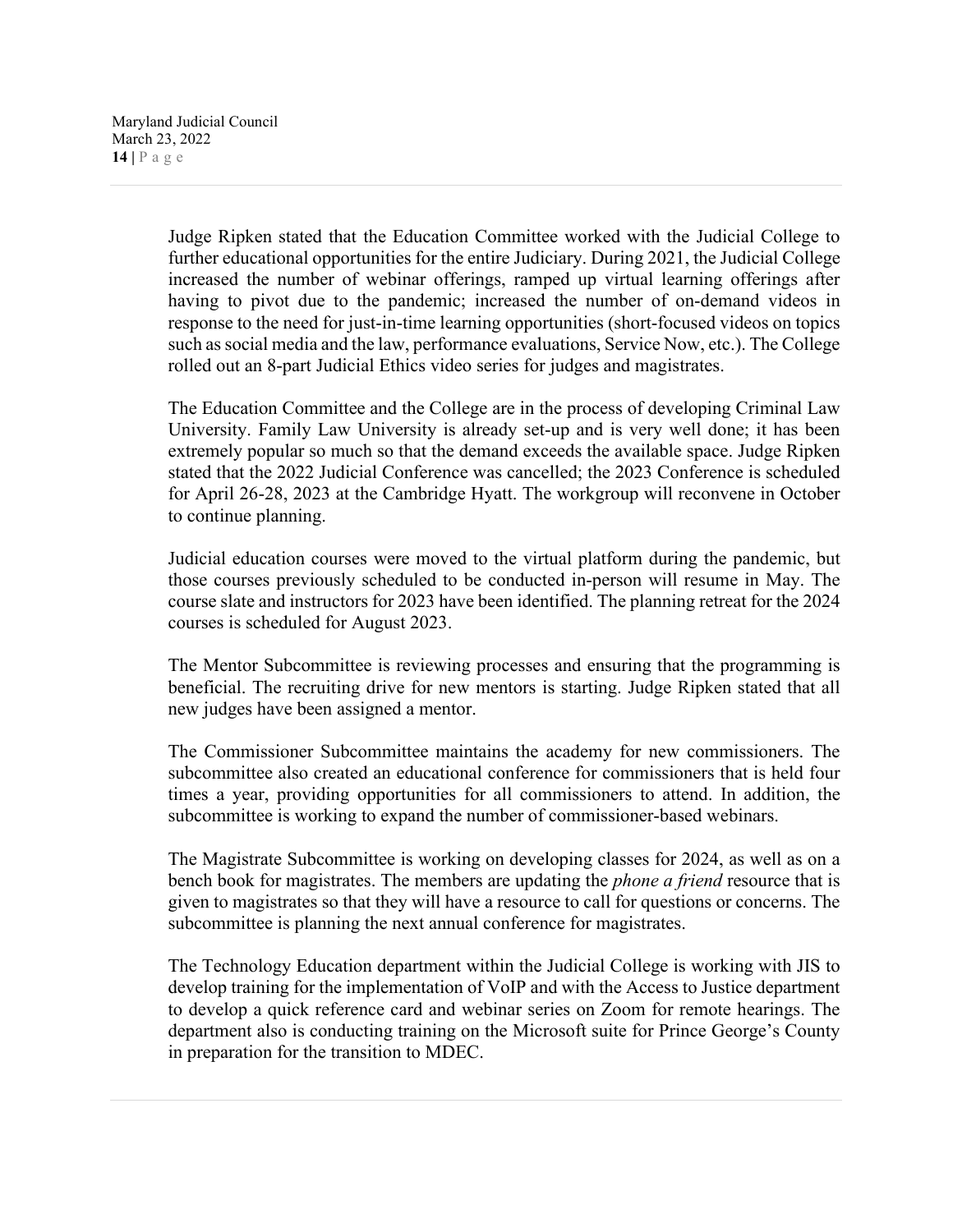Judge Ripken stated that the Education Committee worked with the Judicial College to further educational opportunities for the entire Judiciary. During 2021, the Judicial College increased the number of webinar offerings, ramped up virtual learning offerings after having to pivot due to the pandemic; increased the number of on-demand videos in response to the need for just-in-time learning opportunities (short-focused videos on topics such as social media and the law, performance evaluations, Service Now, etc.). The College rolled out an 8-part Judicial Ethics video series for judges and magistrates.

The Education Committee and the College are in the process of developing Criminal Law University. Family Law University is already set-up and is very well done; it has been extremely popular so much so that the demand exceeds the available space. Judge Ripken stated that the 2022 Judicial Conference was cancelled; the 2023 Conference is scheduled for April 26-28, 2023 at the Cambridge Hyatt. The workgroup will reconvene in October to continue planning.

Judicial education courses were moved to the virtual platform during the pandemic, but those courses previously scheduled to be conducted in-person will resume in May. The course slate and instructors for 2023 have been identified. The planning retreat for the 2024 courses is scheduled for August 2023.

The Mentor Subcommittee is reviewing processes and ensuring that the programming is beneficial. The recruiting drive for new mentors is starting. Judge Ripken stated that all new judges have been assigned a mentor.

The Commissioner Subcommittee maintains the academy for new commissioners. The subcommittee also created an educational conference for commissioners that is held four times a year, providing opportunities for all commissioners to attend. In addition, the subcommittee is working to expand the number of commissioner-based webinars.

The Magistrate Subcommittee is working on developing classes for 2024, as well as on a bench book for magistrates. The members are updating the *phone a friend* resource that is given to magistrates so that they will have a resource to call for questions or concerns. The subcommittee is planning the next annual conference for magistrates.

The Technology Education department within the Judicial College is working with JIS to develop training for the implementation of VoIP and with the Access to Justice department to develop a quick reference card and webinar series on Zoom for remote hearings. The department also is conducting training on the Microsoft suite for Prince George's County in preparation for the transition to MDEC.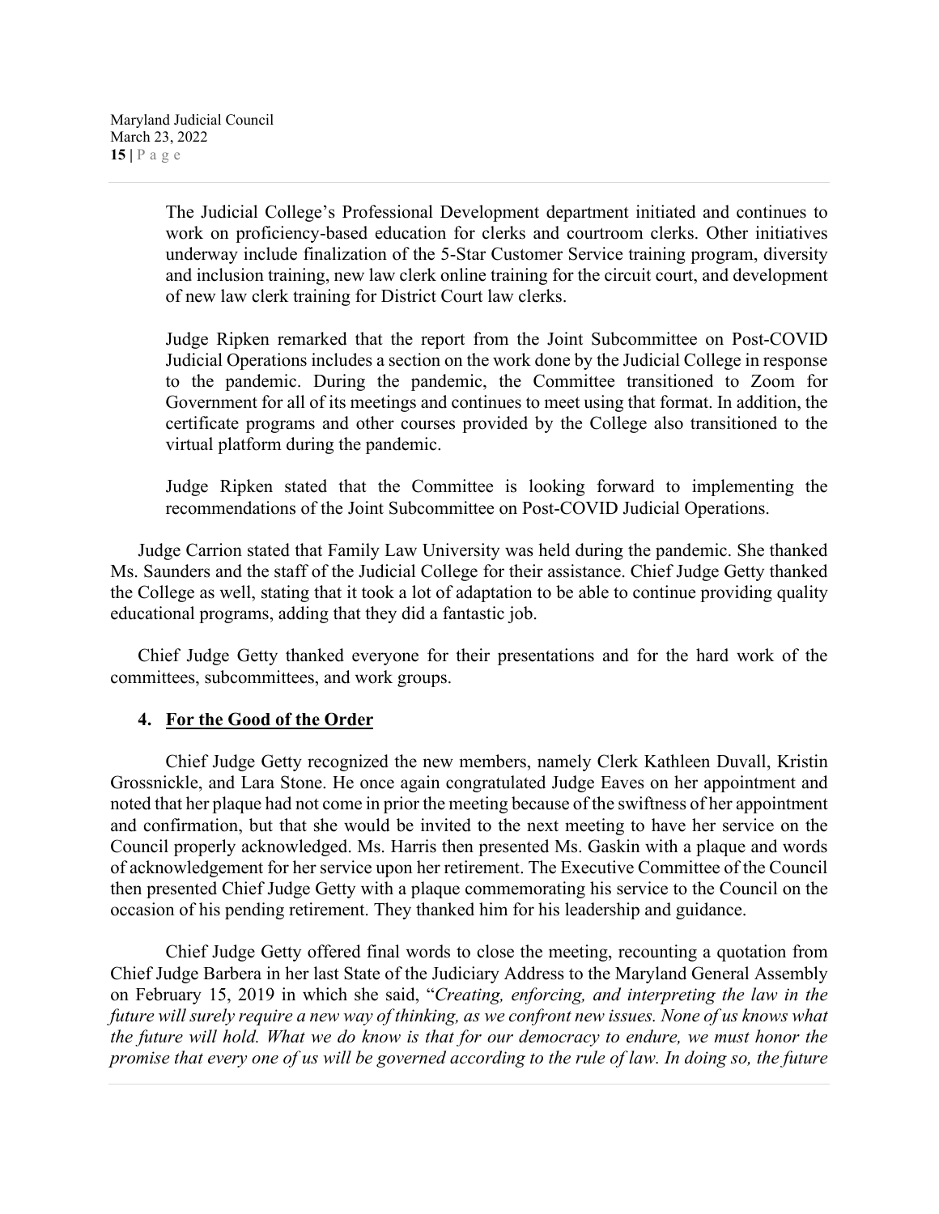The Judicial College's Professional Development department initiated and continues to work on proficiency-based education for clerks and courtroom clerks. Other initiatives underway include finalization of the 5-Star Customer Service training program, diversity and inclusion training, new law clerk online training for the circuit court, and development of new law clerk training for District Court law clerks.

Judge Ripken remarked that the report from the Joint Subcommittee on Post-COVID Judicial Operations includes a section on the work done by the Judicial College in response to the pandemic. During the pandemic, the Committee transitioned to Zoom for Government for all of its meetings and continues to meet using that format. In addition, the certificate programs and other courses provided by the College also transitioned to the virtual platform during the pandemic.

Judge Ripken stated that the Committee is looking forward to implementing the recommendations of the Joint Subcommittee on Post-COVID Judicial Operations.

Judge Carrion stated that Family Law University was held during the pandemic. She thanked Ms. Saunders and the staff of the Judicial College for their assistance. Chief Judge Getty thanked the College as well, stating that it took a lot of adaptation to be able to continue providing quality educational programs, adding that they did a fantastic job.

Chief Judge Getty thanked everyone for their presentations and for the hard work of the committees, subcommittees, and work groups.

## 4. For the Good of the Order

Chief Judge Getty recognized the new members, namely Clerk Kathleen Duvall, Kristin Grossnickle, and Lara Stone. He once again congratulated Judge Eaves on her appointment and noted that her plaque had not come in prior the meeting because of the swiftness of her appointment and confirmation, but that she would be invited to the next meeting to have her service on the Council properly acknowledged. Ms. Harris then presented Ms. Gaskin with a plaque and words of acknowledgement for her service upon her retirement. The Executive Committee of the Council then presented Chief Judge Getty with a plaque commemorating his service to the Council on the occasion of his pending retirement. They thanked him for his leadership and guidance.

Chief Judge Getty offered final words to close the meeting, recounting a quotation from Chief Judge Barbera in her last State of the Judiciary Address to the Maryland General Assembly on February 15, 2019 in which she said, "*Creating, enforcing, and interpreting the law in the future will surely require a new way of thinking, as we confront new issues. None of us knows what the future will hold. What we do know is that for our democracy to endure, we must honor the promise that every one of us will be governed according to the rule of law. In doing so, the future*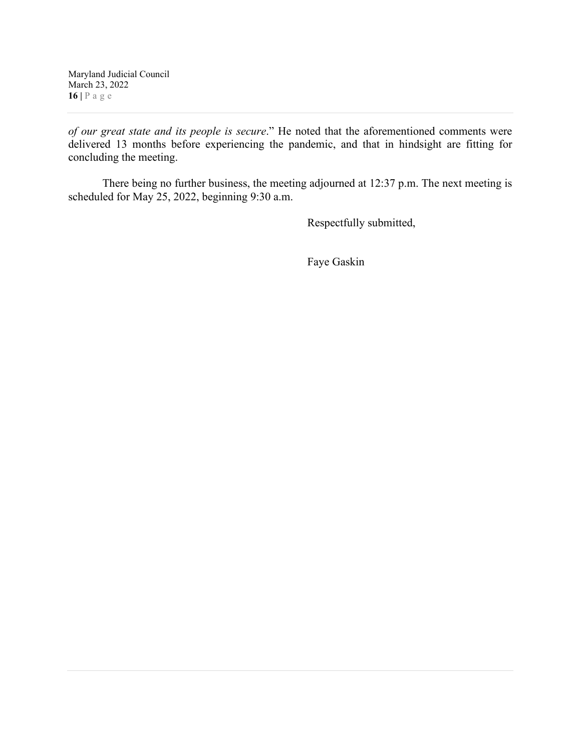*of our great state and its people is secure*." He noted that the aforementioned comments were delivered 13 months before experiencing the pandemic, and that in hindsight are fitting for concluding the meeting.

There being no further business, the meeting adjourned at 12:37 p.m. The next meeting is scheduled for May 25, 2022, beginning 9:30 a.m.

Respectfully submitted,

Faye Gaskin